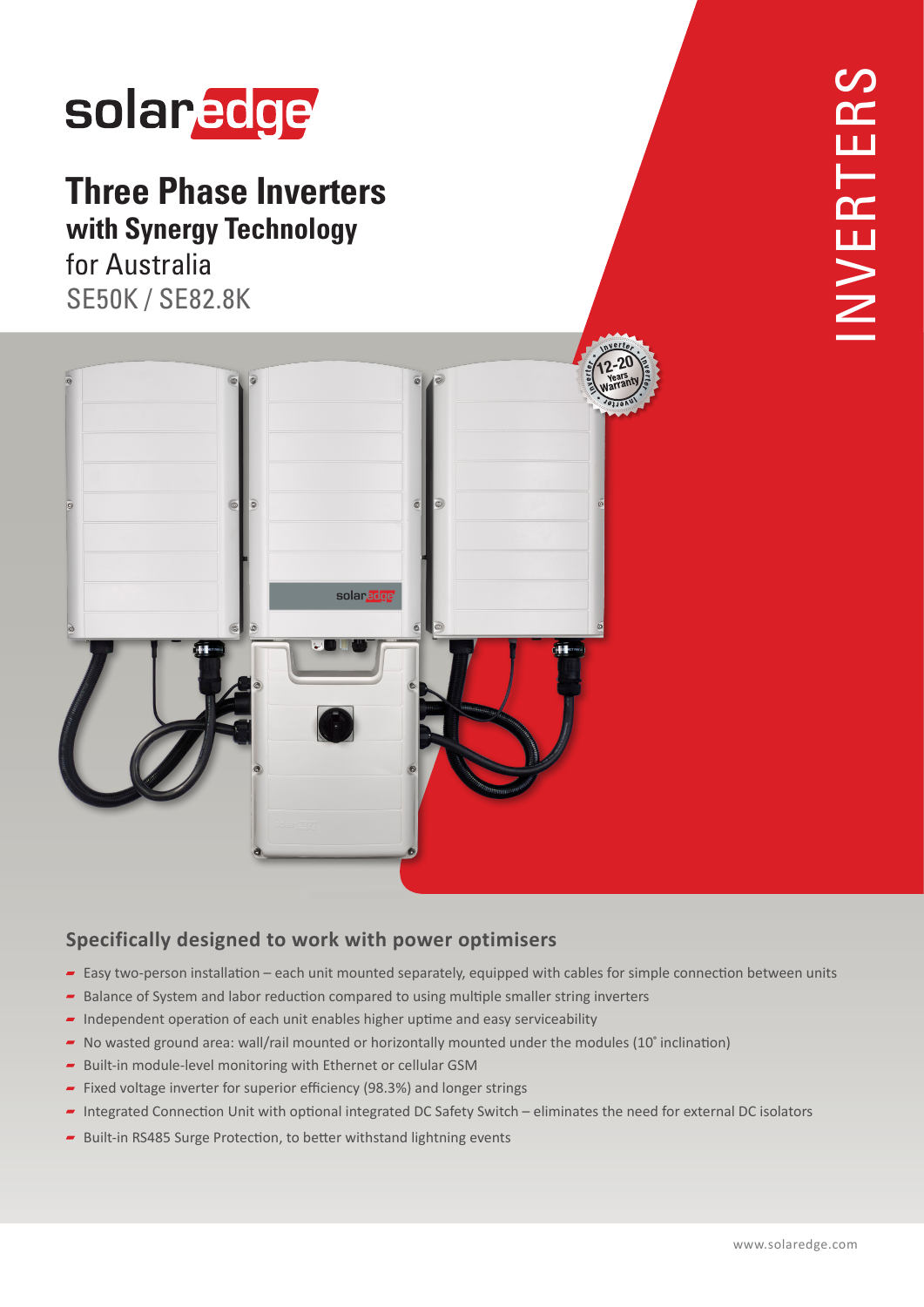solaredge

# Three Phase Inverters
## with Synergy Technology
for Australia
SE50K / SE82.8K

INVERTERS

12-20 Years Warranty

## Specifically designed to work with power optimisers

- Easy two-person installation – each unit mounted separately, equipped with cables for simple connection between units
- Balance of System and labor reduction compared to using multiple smaller string inverters
- Independent operation of each unit enables higher uptime and easy serviceability
- No wasted ground area: wall/rail mounted or horizontally mounted under the modules (10˚ inclination)
- Built-in module-level monitoring with Ethernet or cellular GSM
- Fixed voltage inverter for superior efficiency (98.3%) and longer strings
- Integrated Connection Unit with optional integrated DC Safety Switch – eliminates the need for external DC isolators
- Built-in RS485 Surge Protection, to better withstand lightning events

www.solaredge.com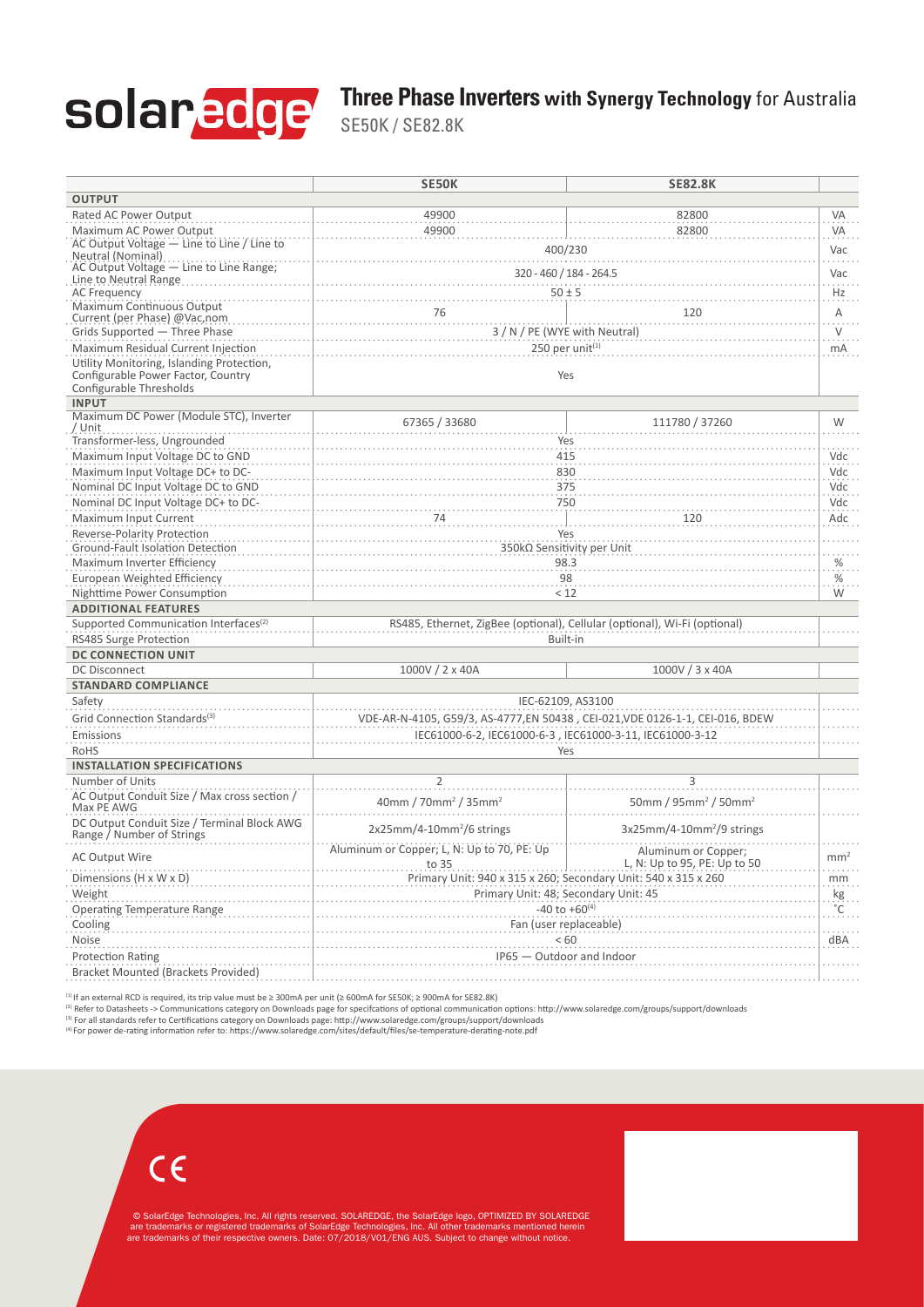# Three Phase Inverters with Synergy Technology for Australia

SE50K / SE82.8K

| | SE50K | SE82.8K | |
|---|---|---|---|
| **OUTPUT** | | | |
| Rated AC Power Output | 49900 | 82800 | VA |
| Maximum AC Power Output | 49900 | 82800 | VA |
| AC Output Voltage — Line to Line / Line to Neutral (Nominal) | 400/230 | | Vac |
| AC Output Voltage — Line to Line Range; Line to Neutral Range | 320 - 460 / 184 - 264.5 | | Vac |
| AC Frequency | 50 ± 5 | | Hz |
| Maximum Continuous Output Current (per Phase) @Vac,nom | 76 | 120 | A |
| Grids Supported — Three Phase | 3 / N / PE (WYE with Neutral) | | V |
| Maximum Residual Current Injection | 250 per unit(1) | | mA |
| Utility Monitoring, Islanding Protection, Configurable Power Factor, Country Configurable Thresholds | Yes | | |
| **INPUT** | | | |
| Maximum DC Power (Module STC), Inverter / Unit | 67365 / 33680 | 111780 / 37260 | W |
| Transformer-less, Ungrounded | Yes | | |
| Maximum Input Voltage DC to GND | 415 | | Vdc |
| Maximum Input Voltage DC+ to DC- | 830 | | Vdc |
| Nominal DC Input Voltage DC to GND | 375 | | Vdc |
| Nominal DC Input Voltage DC+ to DC- | 750 | | Vdc |
| Maximum Input Current | 74 | 120 | Adc |
| Reverse-Polarity Protection | Yes | | |
| Ground-Fault Isolation Detection | 350kΩ Sensitivity per Unit | | |
| Maximum Inverter Efficiency | 98.3 | | % |
| European Weighted Efficiency | 98 | | % |
| Nighttime Power Consumption | < 12 | | W |
| **ADDITIONAL FEATURES** | | | |
| Supported Communication Interfaces(2) | RS485, Ethernet, ZigBee (optional), Cellular (optional), Wi-Fi (optional) | | |
| RS485 Surge Protection | Built-in | | |
| **DC CONNECTION UNIT** | | | |
| DC Disconnect | 1000V / 2 x 40A | 1000V / 3 x 40A | |
| **STANDARD COMPLIANCE** | | | |
| Safety | IEC-62109, AS3100 | | |
| Grid Connection Standards(3) | VDE-AR-N-4105, G59/3, AS-4777,EN 50438 , CEI-021,VDE 0126-1-1, CEI-016, BDEW | | |
| Emissions | IEC61000-6-2, IEC61000-6-3 , IEC61000-3-11, IEC61000-3-12 | | |
| RoHS | Yes | | |
| **INSTALLATION SPECIFICATIONS** | | | |
| Number of Units | 2 | 3 | |
| AC Output Conduit Size / Max cross section / Max PE AWG | 40mm / 70mm² / 35mm² | 50mm / 95mm² / 50mm² | |
| DC Output Conduit Size / Terminal Block AWG Range / Number of Strings | 2x25mm/4-10mm²/6 strings | 3x25mm/4-10mm²/9 strings | |
| AC Output Wire | Aluminum or Copper; L, N: Up to 70, PE: Up to 35 | Aluminum or Copper; L, N: Up to 95, PE: Up to 50 | mm² |
| Dimensions (H x W x D) | Primary Unit: 940 x 315 x 260; Secondary Unit: 540 x 315 x 260 | | mm |
| Weight | Primary Unit: 48; Secondary Unit: 45 | | kg |
| Operating Temperature Range | -40 to +60(4) | | ˚C |
| Cooling | Fan (user replaceable) | | |
| Noise | < 60 | | dBA |
| Protection Rating | IP65 — Outdoor and Indoor | | |
| Bracket Mounted (Brackets Provided) | | | |

(1) If an external RCD is required, its trip value must be ≥ 300mA per unit (≥ 600mA for SE50K; ≥ 900mA for SE82.8K)
(2) Refer to Datasheets -> Communications category on Downloads page for specifcations of optional communication options: http://www.solaredge.com/groups/support/downloads
(3) For all standards refer to Certifications category on Downloads page: http://www.solaredge.com/groups/support/downloads
(4) For power de-rating information refer to: https://www.solaredge.com/sites/default/files/se-temperature-derating-note.pdf

CE

© SolarEdge Technologies, Inc. All rights reserved. SOLAREDGE, the SolarEdge logo, OPTIMIZED BY SOLAREDGE are trademarks or registered trademarks of SolarEdge Technologies, Inc. All other trademarks mentioned herein are trademarks of their respective owners. Date: 07/2018/V01/ENG AUS. Subject to change without notice.